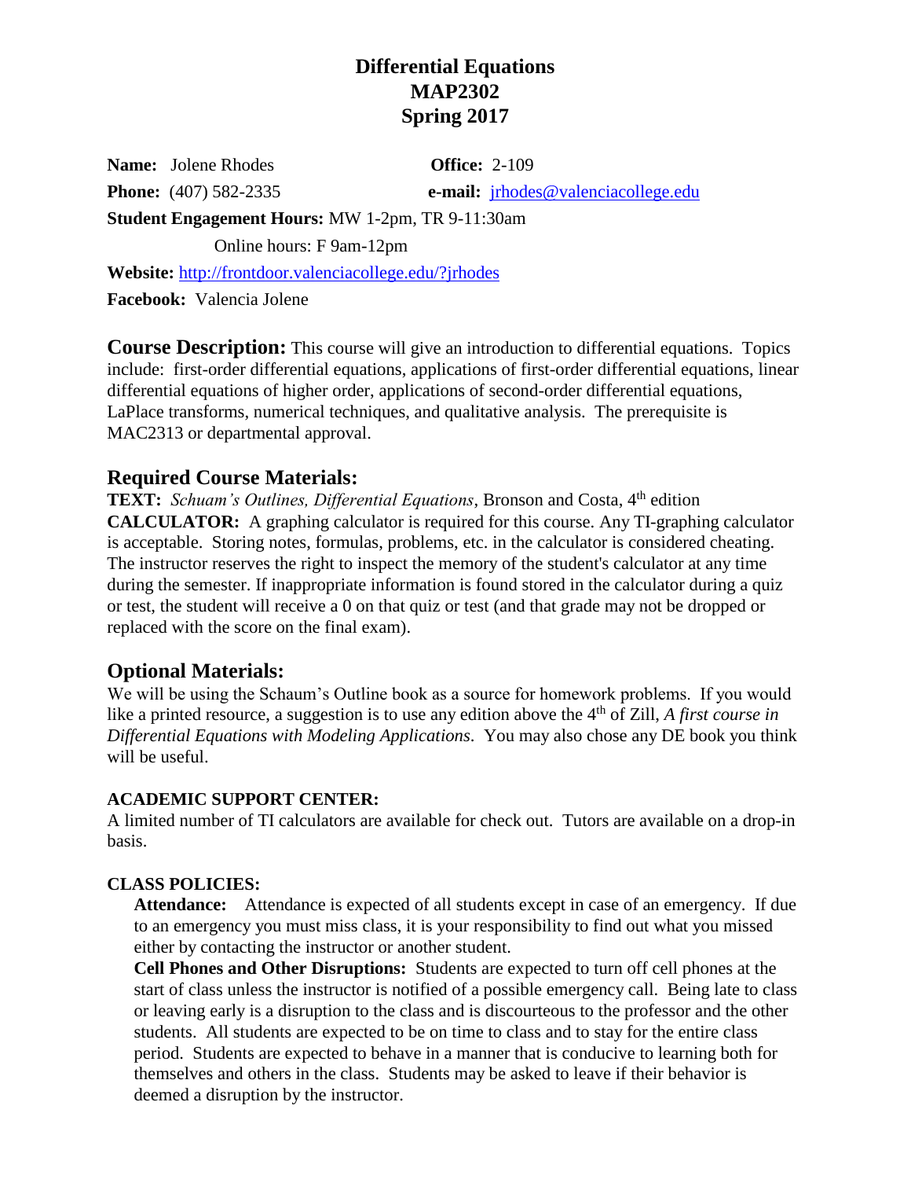# Differential Equations
# MAP2302
# Spring 2017

**Name:** Jolene Rhodes **Office:** 2-109

**Phone:** (407) 582-2335 **e-mail:** jrhodes@valenciacollege.edu

**Student Engagement Hours:** MW 1-2pm, TR 9-11:30am

Online hours: F 9am-12pm

**Website:** http://frontdoor.valenciacollege.edu/?jrhodes

**Facebook:** Valencia Jolene

**Course Description:** This course will give an introduction to differential equations. Topics include: first-order differential equations, applications of first-order differential equations, linear differential equations of higher order, applications of second-order differential equations, LaPlace transforms, numerical techniques, and qualitative analysis. The prerequisite is MAC2313 or departmental approval.

## Required Course Materials:

**TEXT:** *Schuam's Outlines, Differential Equations*, Bronson and Costa, 4th edition

**CALCULATOR:** A graphing calculator is required for this course. Any TI-graphing calculator is acceptable. Storing notes, formulas, problems, etc. in the calculator is considered cheating. The instructor reserves the right to inspect the memory of the student's calculator at any time during the semester. If inappropriate information is found stored in the calculator during a quiz or test, the student will receive a 0 on that quiz or test (and that grade may not be dropped or replaced with the score on the final exam).

## Optional Materials:

We will be using the Schaum's Outline book as a source for homework problems. If you would like a printed resource, a suggestion is to use any edition above the 4th of Zill, *A first course in Differential Equations with Modeling Applications*. You may also chose any DE book you think will be useful.

### ACADEMIC SUPPORT CENTER:

A limited number of TI calculators are available for check out. Tutors are available on a drop-in basis.

### CLASS POLICIES:

**Attendance:** Attendance is expected of all students except in case of an emergency. If due to an emergency you must miss class, it is your responsibility to find out what you missed either by contacting the instructor or another student.

**Cell Phones and Other Disruptions:** Students are expected to turn off cell phones at the start of class unless the instructor is notified of a possible emergency call. Being late to class or leaving early is a disruption to the class and is discourteous to the professor and the other students. All students are expected to be on time to class and to stay for the entire class period. Students are expected to behave in a manner that is conducive to learning both for themselves and others in the class. Students may be asked to leave if their behavior is deemed a disruption by the instructor.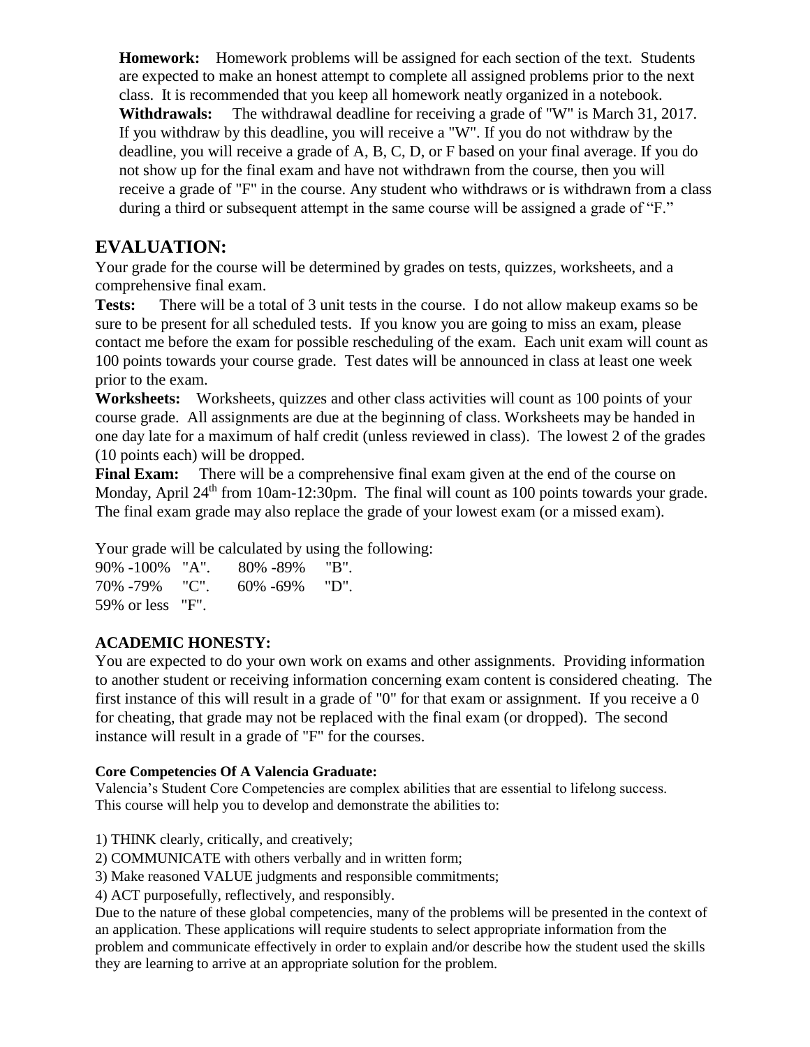**Homework:** Homework problems will be assigned for each section of the text. Students are expected to make an honest attempt to complete all assigned problems prior to the next class. It is recommended that you keep all homework neatly organized in a notebook.

**Withdrawals:** The withdrawal deadline for receiving a grade of "W" is March 31, 2017. If you withdraw by this deadline, you will receive a "W". If you do not withdraw by the deadline, you will receive a grade of A, B, C, D, or F based on your final average. If you do not show up for the final exam and have not withdrawn from the course, then you will receive a grade of "F" in the course. Any student who withdraws or is withdrawn from a class during a third or subsequent attempt in the same course will be assigned a grade of "F."

## EVALUATION:

Your grade for the course will be determined by grades on tests, quizzes, worksheets, and a comprehensive final exam.

**Tests:** There will be a total of 3 unit tests in the course. I do not allow makeup exams so be sure to be present for all scheduled tests. If you know you are going to miss an exam, please contact me before the exam for possible rescheduling of the exam. Each unit exam will count as 100 points towards your course grade. Test dates will be announced in class at least one week prior to the exam.

**Worksheets:** Worksheets, quizzes and other class activities will count as 100 points of your course grade. All assignments are due at the beginning of class. Worksheets may be handed in one day late for a maximum of half credit (unless reviewed in class). The lowest 2 of the grades (10 points each) will be dropped.

**Final Exam:** There will be a comprehensive final exam given at the end of the course on Monday, April 24th from 10am-12:30pm. The final will count as 100 points towards your grade. The final exam grade may also replace the grade of your lowest exam (or a missed exam).

Your grade will be calculated by using the following:

90% -100% "A". 80% -89% "B".
70% -79% "C". 60% -69% "D".
59% or less "F".

### ACADEMIC HONESTY:

You are expected to do your own work on exams and other assignments. Providing information to another student or receiving information concerning exam content is considered cheating. The first instance of this will result in a grade of "0" for that exam or assignment. If you receive a 0 for cheating, that grade may not be replaced with the final exam (or dropped). The second instance will result in a grade of "F" for the courses.

#### Core Competencies Of A Valencia Graduate:

Valencia's Student Core Competencies are complex abilities that are essential to lifelong success. This course will help you to develop and demonstrate the abilities to:

1) THINK clearly, critically, and creatively;
2) COMMUNICATE with others verbally and in written form;
3) Make reasoned VALUE judgments and responsible commitments;
4) ACT purposefully, reflectively, and responsibly.

Due to the nature of these global competencies, many of the problems will be presented in the context of an application. These applications will require students to select appropriate information from the problem and communicate effectively in order to explain and/or describe how the student used the skills they are learning to arrive at an appropriate solution for the problem.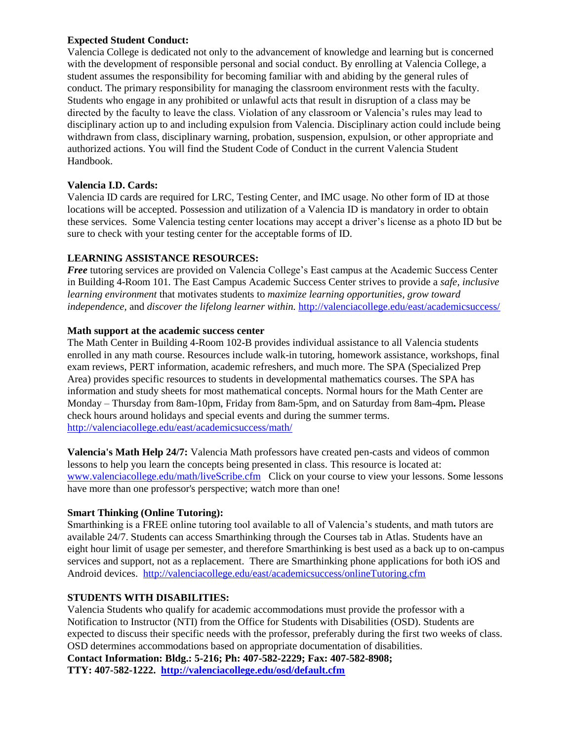**Expected Student Conduct:**
Valencia College is dedicated not only to the advancement of knowledge and learning but is concerned with the development of responsible personal and social conduct. By enrolling at Valencia College, a student assumes the responsibility for becoming familiar with and abiding by the general rules of conduct. The primary responsibility for managing the classroom environment rests with the faculty. Students who engage in any prohibited or unlawful acts that result in disruption of a class may be directed by the faculty to leave the class. Violation of any classroom or Valencia's rules may lead to disciplinary action up to and including expulsion from Valencia. Disciplinary action could include being withdrawn from class, disciplinary warning, probation, suspension, expulsion, or other appropriate and authorized actions. You will find the Student Code of Conduct in the current Valencia Student Handbook.

**Valencia I.D. Cards:**
Valencia ID cards are required for LRC, Testing Center, and IMC usage. No other form of ID at those locations will be accepted. Possession and utilization of a Valencia ID is mandatory in order to obtain these services. Some Valencia testing center locations may accept a driver's license as a photo ID but be sure to check with your testing center for the acceptable forms of ID.

**LEARNING ASSISTANCE RESOURCES:**
***Free*** tutoring services are provided on Valencia College's East campus at the Academic Success Center in Building 4-Room 101. The East Campus Academic Success Center strives to provide a *safe, inclusive learning environment* that motivates students to *maximize learning opportunities, grow toward independence,* and *discover the lifelong learner within.* http://valenciacollege.edu/east/academicsuccess/

**Math support at the academic success center**
The Math Center in Building 4-Room 102-B provides individual assistance to all Valencia students enrolled in any math course. Resources include walk-in tutoring, homework assistance, workshops, final exam reviews, PERT information, academic refreshers, and much more. The SPA (Specialized Prep Area) provides specific resources to students in developmental mathematics courses. The SPA has information and study sheets for most mathematical concepts. Normal hours for the Math Center are Monday – Thursday from 8am-10pm, Friday from 8am-5pm, and on Saturday from 8am-4pm**.** Please check hours around holidays and special events and during the summer terms.
http://valenciacollege.edu/east/academicsuccess/math/

**Valencia's Math Help 24/7:** Valencia Math professors have created pen-casts and videos of common lessons to help you learn the concepts being presented in class. This resource is located at: www.valenciacollege.edu/math/liveScribe.cfm Click on your course to view your lessons. Some lessons have more than one professor's perspective; watch more than one!

**Smart Thinking (Online Tutoring):**
Smarthinking is a FREE online tutoring tool available to all of Valencia's students, and math tutors are available 24/7. Students can access Smarthinking through the Courses tab in Atlas. Students have an eight hour limit of usage per semester, and therefore Smarthinking is best used as a back up to on-campus services and support, not as a replacement. There are Smarthinking phone applications for both iOS and Android devices. http://valenciacollege.edu/east/academicsuccess/onlineTutoring.cfm

**STUDENTS WITH DISABILITIES:**
Valencia Students who qualify for academic accommodations must provide the professor with a Notification to Instructor (NTI) from the Office for Students with Disabilities (OSD). Students are expected to discuss their specific needs with the professor, preferably during the first two weeks of class. OSD determines accommodations based on appropriate documentation of disabilities.
**Contact Information: Bldg.: 5-216; Ph: 407-582-2229; Fax: 407-582-8908;**
**TTY: 407-582-1222. http://valenciacollege.edu/osd/default.cfm**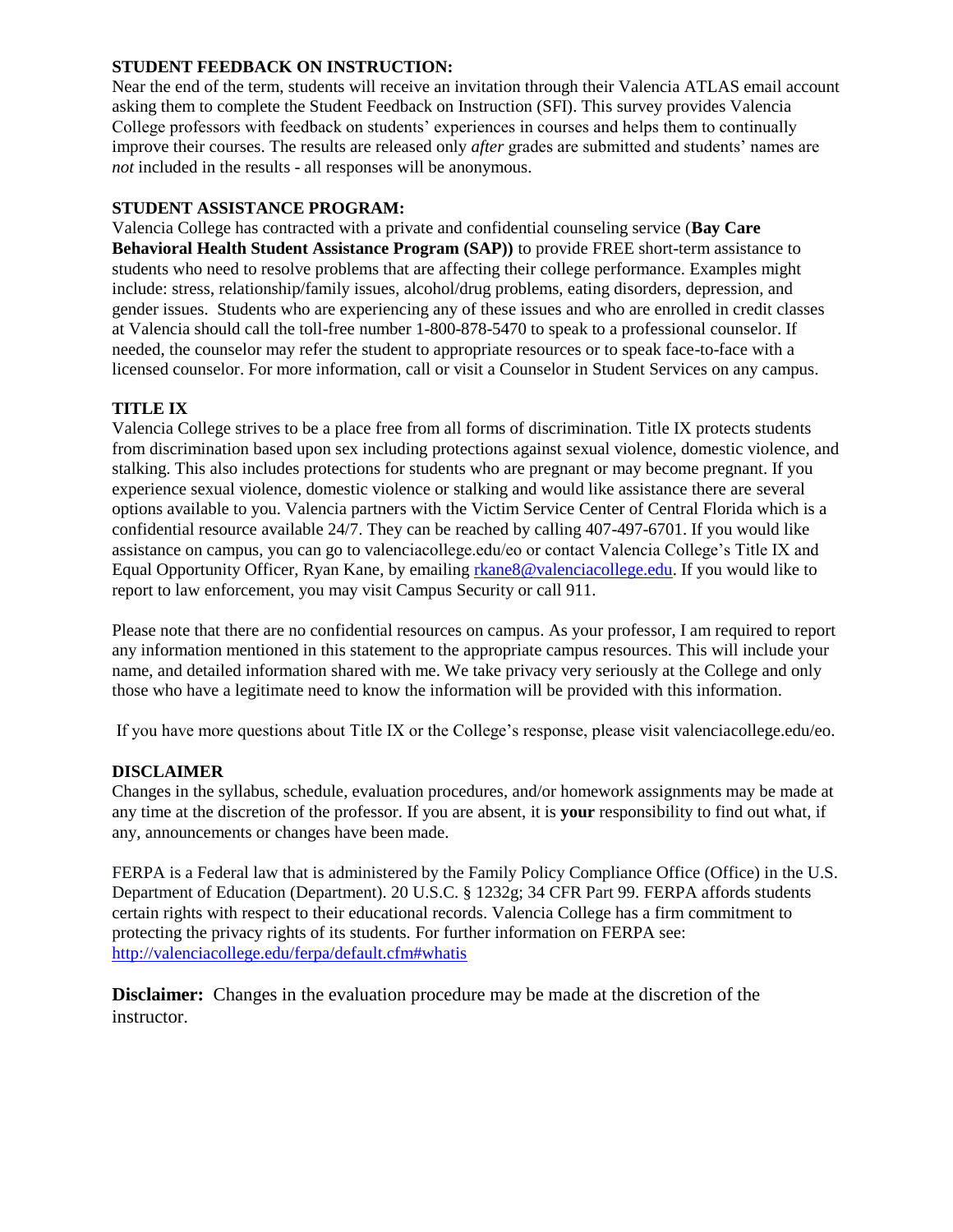**STUDENT FEEDBACK ON INSTRUCTION:**
Near the end of the term, students will receive an invitation through their Valencia ATLAS email account asking them to complete the Student Feedback on Instruction (SFI). This survey provides Valencia College professors with feedback on students' experiences in courses and helps them to continually improve their courses. The results are released only *after* grades are submitted and students' names are *not* included in the results - all responses will be anonymous.

**STUDENT ASSISTANCE PROGRAM:**
Valencia College has contracted with a private and confidential counseling service (**Bay Care Behavioral Health Student Assistance Program (SAP))** to provide FREE short-term assistance to students who need to resolve problems that are affecting their college performance. Examples might include: stress, relationship/family issues, alcohol/drug problems, eating disorders, depression, and gender issues. Students who are experiencing any of these issues and who are enrolled in credit classes at Valencia should call the toll-free number 1-800-878-5470 to speak to a professional counselor. If needed, the counselor may refer the student to appropriate resources or to speak face-to-face with a licensed counselor. For more information, call or visit a Counselor in Student Services on any campus.

**TITLE IX**
Valencia College strives to be a place free from all forms of discrimination. Title IX protects students from discrimination based upon sex including protections against sexual violence, domestic violence, and stalking. This also includes protections for students who are pregnant or may become pregnant. If you experience sexual violence, domestic violence or stalking and would like assistance there are several options available to you. Valencia partners with the Victim Service Center of Central Florida which is a confidential resource available 24/7. They can be reached by calling 407-497-6701. If you would like assistance on campus, you can go to valenciacollege.edu/eo or contact Valencia College's Title IX and Equal Opportunity Officer, Ryan Kane, by emailing rkane8@valenciacollege.edu. If you would like to report to law enforcement, you may visit Campus Security or call 911.

Please note that there are no confidential resources on campus. As your professor, I am required to report any information mentioned in this statement to the appropriate campus resources. This will include your name, and detailed information shared with me. We take privacy very seriously at the College and only those who have a legitimate need to know the information will be provided with this information.

If you have more questions about Title IX or the College's response, please visit valenciacollege.edu/eo.

**DISCLAIMER**
Changes in the syllabus, schedule, evaluation procedures, and/or homework assignments may be made at any time at the discretion of the professor. If you are absent, it is **your** responsibility to find out what, if any, announcements or changes have been made.

FERPA is a Federal law that is administered by the Family Policy Compliance Office (Office) in the U.S. Department of Education (Department). 20 U.S.C. § 1232g; 34 CFR Part 99. FERPA affords students certain rights with respect to their educational records. Valencia College has a firm commitment to protecting the privacy rights of its students. For further information on FERPA see: http://valenciacollege.edu/ferpa/default.cfm#whatis

**Disclaimer:** Changes in the evaluation procedure may be made at the discretion of the instructor.